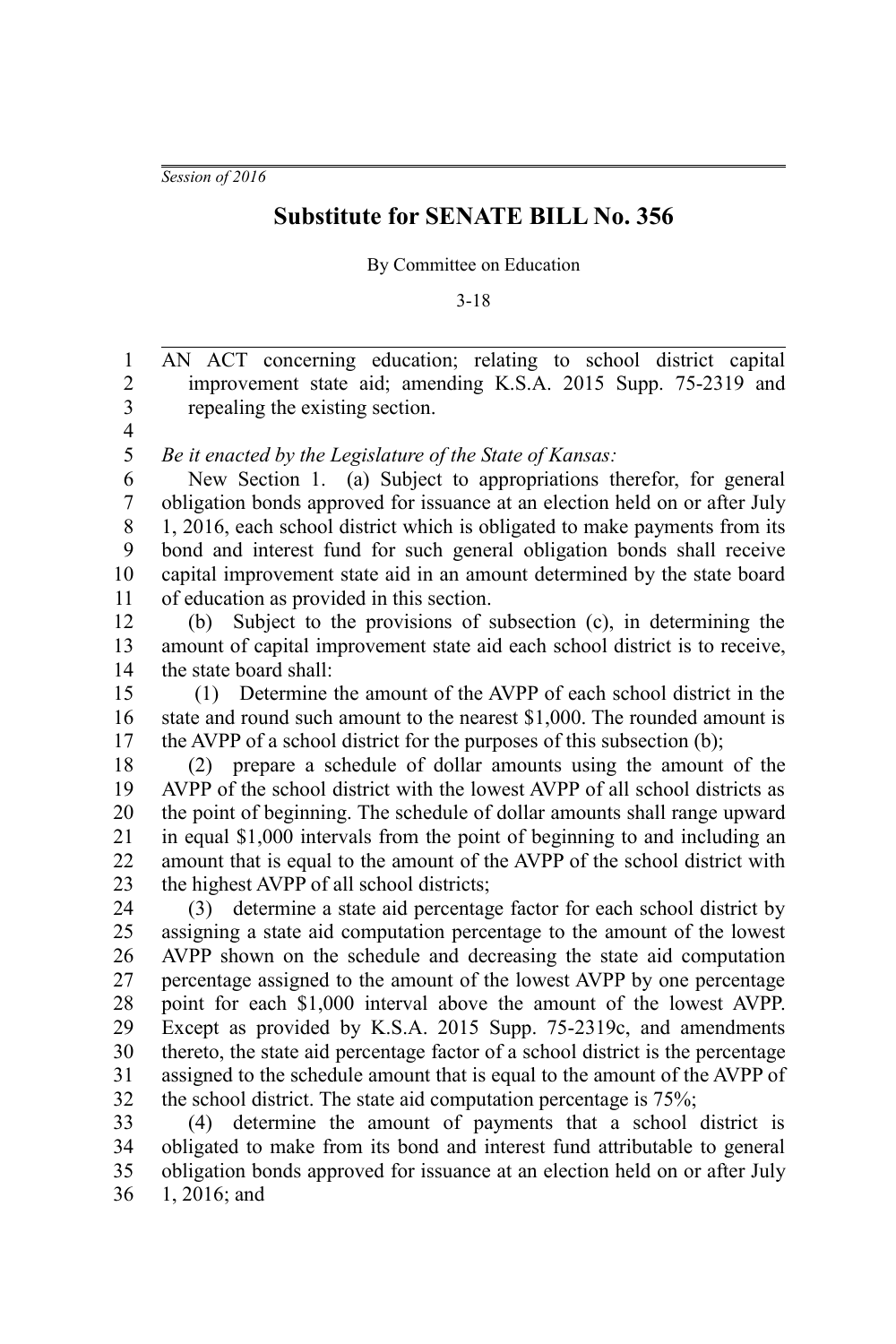*Session of 2016*

# Substitute for SENATE BILL No. 356

By Committee on Education

3-18

AN ACT concerning education; relating to school district capital improvement state aid; amending K.S.A. 2015 Supp. 75-2319 and repealing the existing section.

*Be it enacted by the Legislature of the State of Kansas:*

New Section 1. (a) Subject to appropriations therefor, for general obligation bonds approved for issuance at an election held on or after July 1, 2016, each school district which is obligated to make payments from its bond and interest fund for such general obligation bonds shall receive capital improvement state aid in an amount determined by the state board of education as provided in this section.

(b) Subject to the provisions of subsection (c), in determining the amount of capital improvement state aid each school district is to receive, the state board shall:

(1) Determine the amount of the AVPP of each school district in the state and round such amount to the nearest $1,000. The rounded amount is the AVPP of a school district for the purposes of this subsection (b);

(2) prepare a schedule of dollar amounts using the amount of the AVPP of the school district with the lowest AVPP of all school districts as the point of beginning. The schedule of dollar amounts shall range upward in equal $1,000 intervals from the point of beginning to and including an amount that is equal to the amount of the AVPP of the school district with the highest AVPP of all school districts;

(3) determine a state aid percentage factor for each school district by assigning a state aid computation percentage to the amount of the lowest AVPP shown on the schedule and decreasing the state aid computation percentage assigned to the amount of the lowest AVPP by one percentage point for each $1,000 interval above the amount of the lowest AVPP. Except as provided by K.S.A. 2015 Supp. 75-2319c, and amendments thereto, the state aid percentage factor of a school district is the percentage assigned to the schedule amount that is equal to the amount of the AVPP of the school district. The state aid computation percentage is 75%;

(4) determine the amount of payments that a school district is obligated to make from its bond and interest fund attributable to general obligation bonds approved for issuance at an election held on or after July 1, 2016; and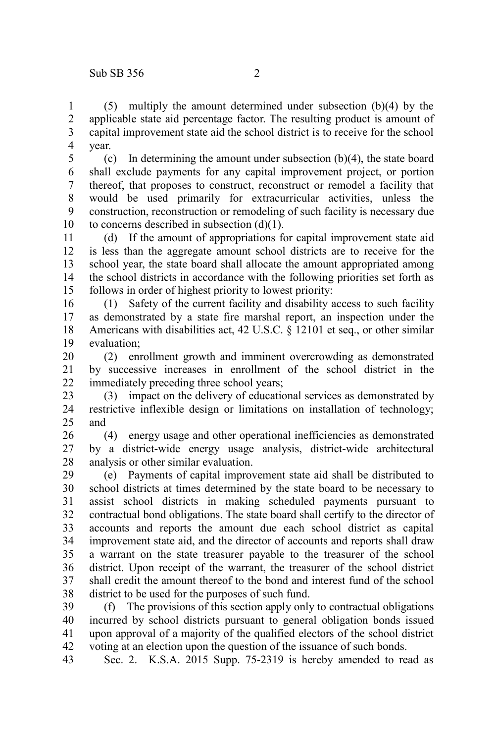(5) multiply the amount determined under subsection (b)(4) by the applicable state aid percentage factor. The resulting product is amount of capital improvement state aid the school district is to receive for the school year.

(c) In determining the amount under subsection (b)(4), the state board shall exclude payments for any capital improvement project, or portion thereof, that proposes to construct, reconstruct or remodel a facility that would be used primarily for extracurricular activities, unless the construction, reconstruction or remodeling of such facility is necessary due to concerns described in subsection (d)(1).

(d) If the amount of appropriations for capital improvement state aid is less than the aggregate amount school districts are to receive for the school year, the state board shall allocate the amount appropriated among the school districts in accordance with the following priorities set forth as follows in order of highest priority to lowest priority:

(1) Safety of the current facility and disability access to such facility as demonstrated by a state fire marshal report, an inspection under the Americans with disabilities act, 42 U.S.C. § 12101 et seq., or other similar evaluation;

(2) enrollment growth and imminent overcrowding as demonstrated by successive increases in enrollment of the school district in the immediately preceding three school years;

(3) impact on the delivery of educational services as demonstrated by restrictive inflexible design or limitations on installation of technology; and

(4) energy usage and other operational inefficiencies as demonstrated by a district-wide energy usage analysis, district-wide architectural analysis or other similar evaluation.

(e) Payments of capital improvement state aid shall be distributed to school districts at times determined by the state board to be necessary to assist school districts in making scheduled payments pursuant to contractual bond obligations. The state board shall certify to the director of accounts and reports the amount due each school district as capital improvement state aid, and the director of accounts and reports shall draw a warrant on the state treasurer payable to the treasurer of the school district. Upon receipt of the warrant, the treasurer of the school district shall credit the amount thereof to the bond and interest fund of the school district to be used for the purposes of such fund.

(f) The provisions of this section apply only to contractual obligations incurred by school districts pursuant to general obligation bonds issued upon approval of a majority of the qualified electors of the school district voting at an election upon the question of the issuance of such bonds.

Sec. 2. K.S.A. 2015 Supp. 75-2319 is hereby amended to read as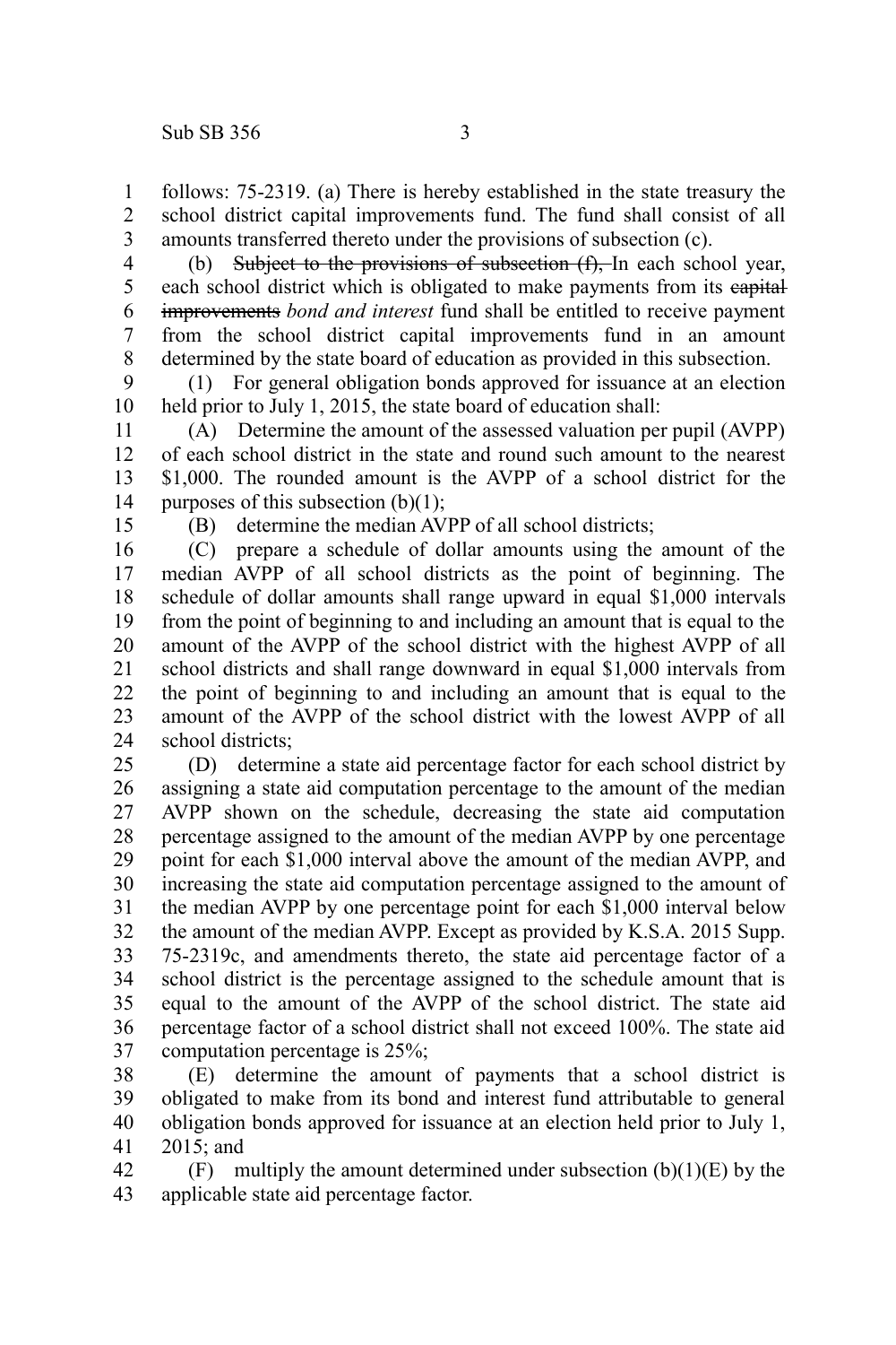follows: 75-2319. (a) There is hereby established in the state treasury the school district capital improvements fund. The fund shall consist of all amounts transferred thereto under the provisions of subsection (c).

(b) ~~Subject to the provisions of subsection (f),~~ In each school year, each school district which is obligated to make payments from its ~~capital improvements~~ *bond and interest* fund shall be entitled to receive payment from the school district capital improvements fund in an amount determined by the state board of education as provided in this subsection.

(1) For general obligation bonds approved for issuance at an election held prior to July 1, 2015, the state board of education shall:

(A) Determine the amount of the assessed valuation per pupil (AVPP) of each school district in the state and round such amount to the nearest $1,000. The rounded amount is the AVPP of a school district for the purposes of this subsection (b)(1);

(B) determine the median AVPP of all school districts;

(C) prepare a schedule of dollar amounts using the amount of the median AVPP of all school districts as the point of beginning. The schedule of dollar amounts shall range upward in equal $1,000 intervals from the point of beginning to and including an amount that is equal to the amount of the AVPP of the school district with the highest AVPP of all school districts and shall range downward in equal $1,000 intervals from the point of beginning to and including an amount that is equal to the amount of the AVPP of the school district with the lowest AVPP of all school districts;

(D) determine a state aid percentage factor for each school district by assigning a state aid computation percentage to the amount of the median AVPP shown on the schedule, decreasing the state aid computation percentage assigned to the amount of the median AVPP by one percentage point for each $1,000 interval above the amount of the median AVPP, and increasing the state aid computation percentage assigned to the amount of the median AVPP by one percentage point for each $1,000 interval below the amount of the median AVPP. Except as provided by K.S.A. 2015 Supp. 75-2319c, and amendments thereto, the state aid percentage factor of a school district is the percentage assigned to the schedule amount that is equal to the amount of the AVPP of the school district. The state aid percentage factor of a school district shall not exceed 100%. The state aid computation percentage is 25%;

(E) determine the amount of payments that a school district is obligated to make from its bond and interest fund attributable to general obligation bonds approved for issuance at an election held prior to July 1, 2015; and

(F) multiply the amount determined under subsection (b)(1)(E) by the applicable state aid percentage factor.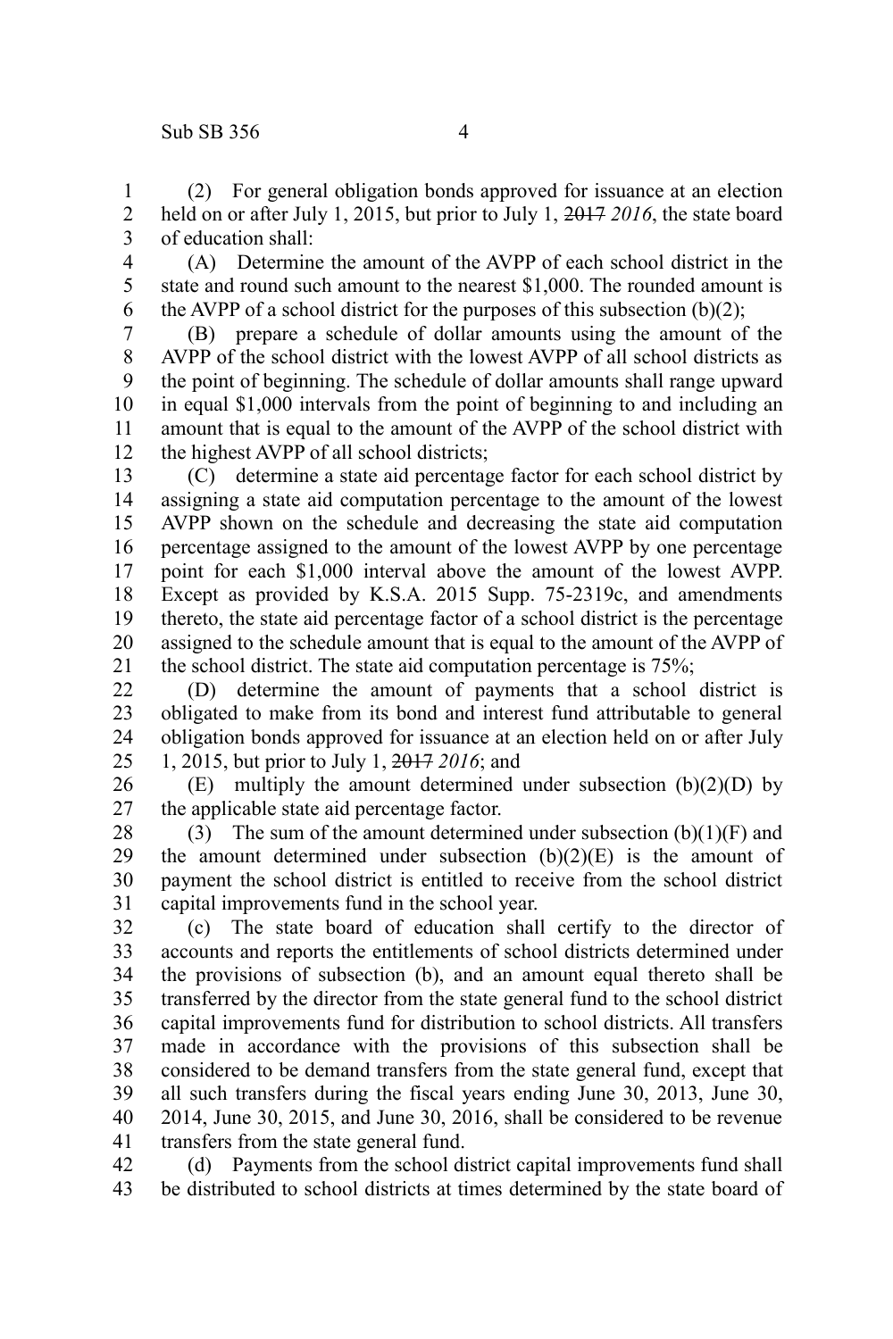(2) For general obligation bonds approved for issuance at an election held on or after July 1, 2015, but prior to July 1, ~~2017~~ *2016*, the state board of education shall:

(A) Determine the amount of the AVPP of each school district in the state and round such amount to the nearest $1,000. The rounded amount is the AVPP of a school district for the purposes of this subsection (b)(2);

(B) prepare a schedule of dollar amounts using the amount of the AVPP of the school district with the lowest AVPP of all school districts as the point of beginning. The schedule of dollar amounts shall range upward in equal $1,000 intervals from the point of beginning to and including an amount that is equal to the amount of the AVPP of the school district with the highest AVPP of all school districts;

(C) determine a state aid percentage factor for each school district by assigning a state aid computation percentage to the amount of the lowest AVPP shown on the schedule and decreasing the state aid computation percentage assigned to the amount of the lowest AVPP by one percentage point for each $1,000 interval above the amount of the lowest AVPP. Except as provided by K.S.A. 2015 Supp. 75-2319c, and amendments thereto, the state aid percentage factor of a school district is the percentage assigned to the schedule amount that is equal to the amount of the AVPP of the school district. The state aid computation percentage is 75%;

(D) determine the amount of payments that a school district is obligated to make from its bond and interest fund attributable to general obligation bonds approved for issuance at an election held on or after July 1, 2015, but prior to July 1, ~~2017~~ *2016*; and

(E) multiply the amount determined under subsection (b)(2)(D) by the applicable state aid percentage factor.

(3) The sum of the amount determined under subsection (b)(1)(F) and the amount determined under subsection (b)(2)(E) is the amount of payment the school district is entitled to receive from the school district capital improvements fund in the school year.

(c) The state board of education shall certify to the director of accounts and reports the entitlements of school districts determined under the provisions of subsection (b), and an amount equal thereto shall be transferred by the director from the state general fund to the school district capital improvements fund for distribution to school districts. All transfers made in accordance with the provisions of this subsection shall be considered to be demand transfers from the state general fund, except that all such transfers during the fiscal years ending June 30, 2013, June 30, 2014, June 30, 2015, and June 30, 2016, shall be considered to be revenue transfers from the state general fund.

(d) Payments from the school district capital improvements fund shall be distributed to school districts at times determined by the state board of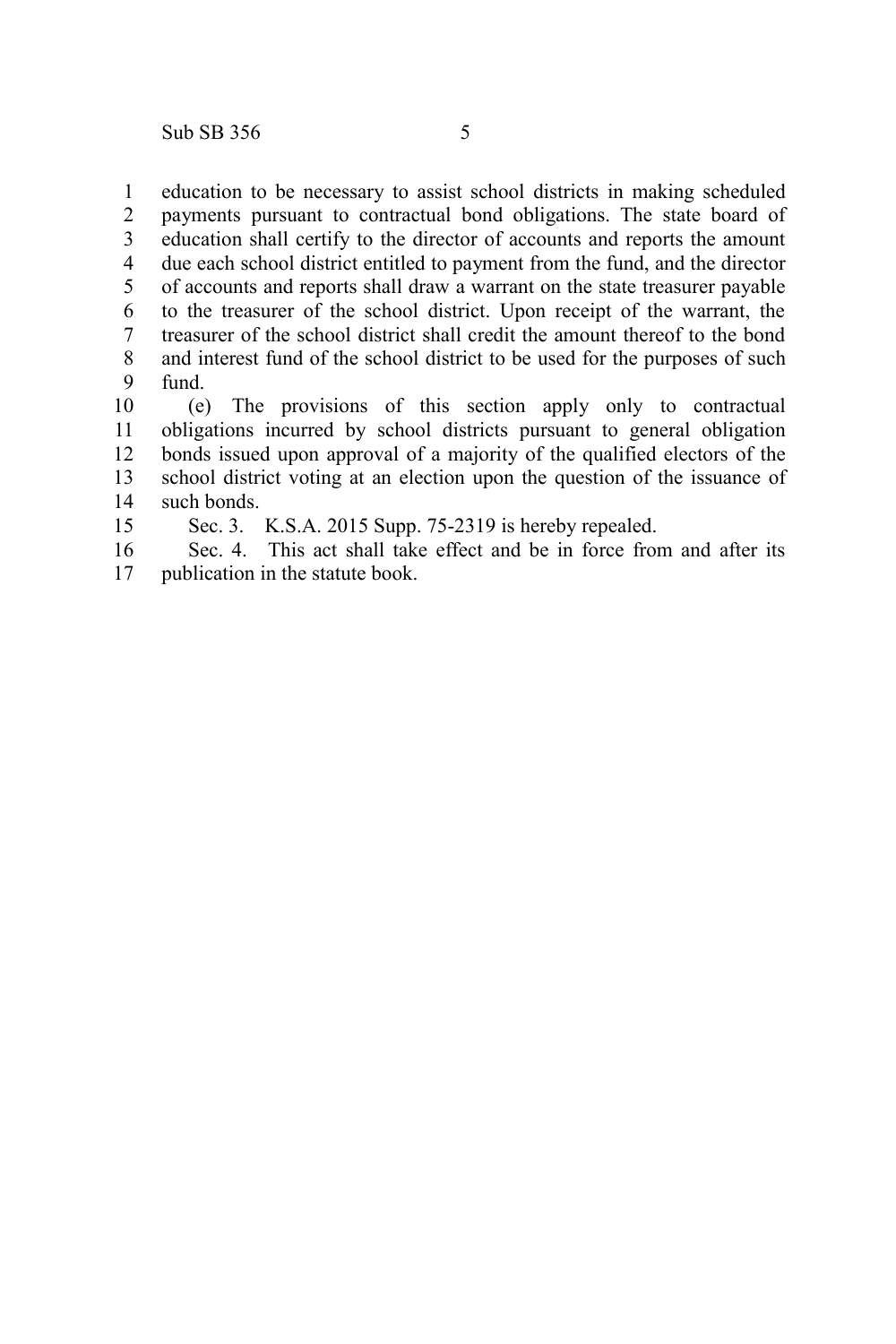education to be necessary to assist school districts in making scheduled payments pursuant to contractual bond obligations. The state board of education shall certify to the director of accounts and reports the amount due each school district entitled to payment from the fund, and the director of accounts and reports shall draw a warrant on the state treasurer payable to the treasurer of the school district. Upon receipt of the warrant, the treasurer of the school district shall credit the amount thereof to the bond and interest fund of the school district to be used for the purposes of such fund.

(e) The provisions of this section apply only to contractual obligations incurred by school districts pursuant to general obligation bonds issued upon approval of a majority of the qualified electors of the school district voting at an election upon the question of the issuance of such bonds.

Sec. 3. K.S.A. 2015 Supp. 75-2319 is hereby repealed.

Sec. 4. This act shall take effect and be in force from and after its publication in the statute book.